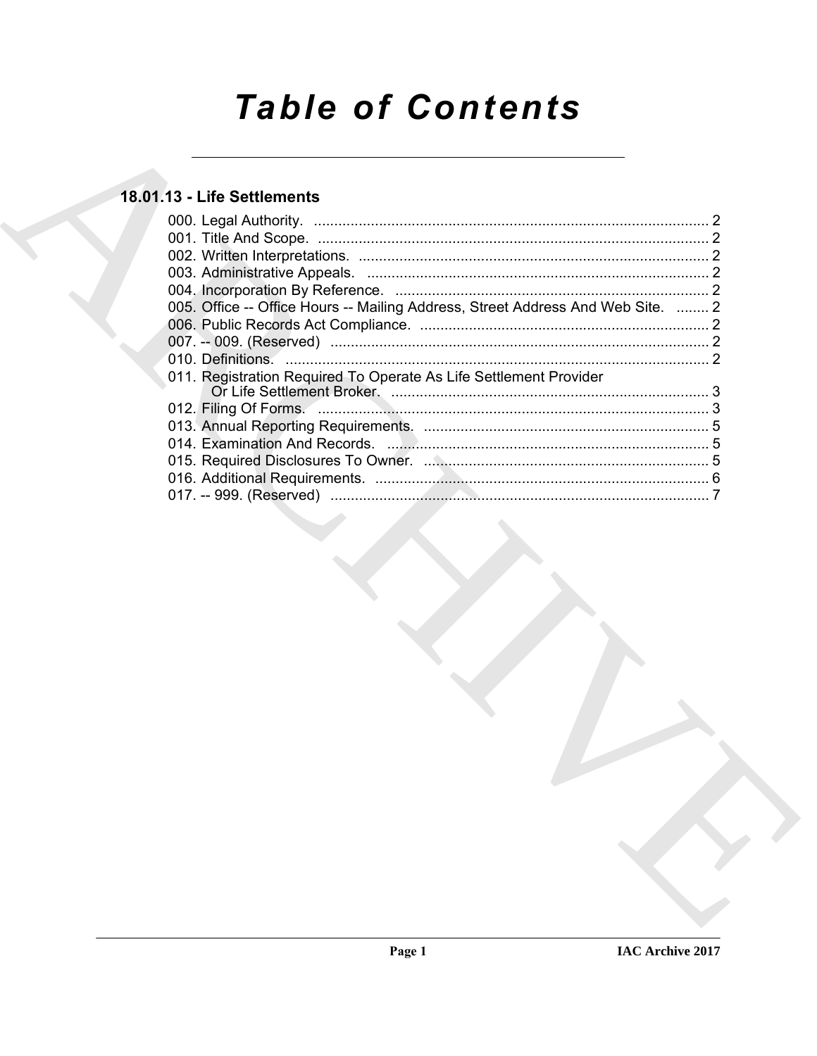# Table of Contents

## 18.01.13 - Life Settlements

000. Legal Authority. ................................................................................................ 2
001. Title And Scope. ................................................................................................ 2
002. Written Interpretations. ...................................................................................... 2
003. Administrative Appeals. ..................................................................................... 2
004. Incorporation By Reference. ............................................................................. 2
005. Office -- Office Hours -- Mailing Address, Street Address And Web Site. ........ 2
006. Public Records Act Compliance. ....................................................................... 2
007. -- 009. (Reserved) ............................................................................................. 2
010. Definitions. ........................................................................................................ 2
011. Registration Required To Operate As Life Settlement Provider Or Life Settlement Broker. .............................................................................. 3
012. Filing Of Forms. ................................................................................................ 3
013. Annual Reporting Requirements. ...................................................................... 5
014. Examination And Records. ............................................................................... 5
015. Required Disclosures To Owner. ...................................................................... 5
016. Additional Requirements. .................................................................................. 6
017. -- 999. (Reserved) ............................................................................................. 7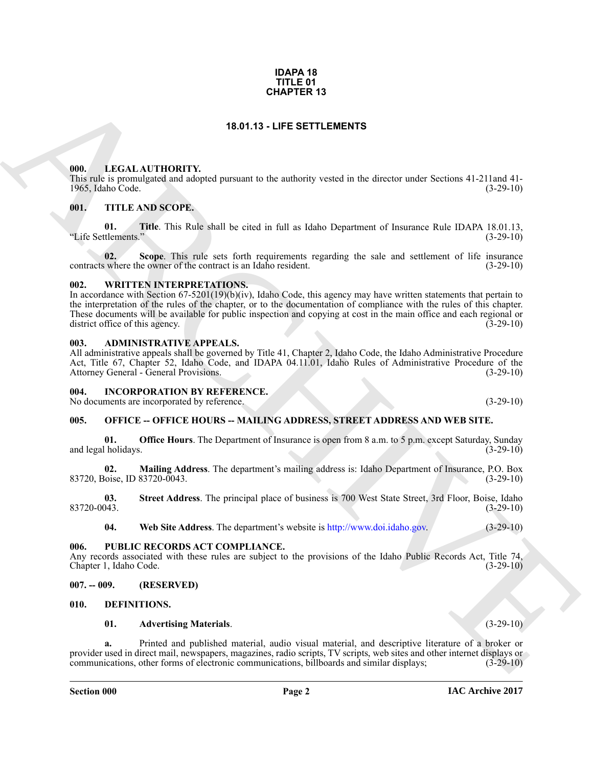**IDAPA 18**
**TITLE 01**
**CHAPTER 13**

# 18.01.13 - LIFE SETTLEMENTS

### 000. LEGAL AUTHORITY.

This rule is promulgated and adopted pursuant to the authority vested in the director under Sections 41-211and 41-1965, Idaho Code. (3-29-10)

### 001. TITLE AND SCOPE.

**01. Title**. This Rule shall be cited in full as Idaho Department of Insurance Rule IDAPA 18.01.13, "Life Settlements." (3-29-10)

**02. Scope**. This rule sets forth requirements regarding the sale and settlement of life insurance contracts where the owner of the contract is an Idaho resident. (3-29-10)

### 002. WRITTEN INTERPRETATIONS.

In accordance with Section 67-5201(19)(b)(iv), Idaho Code, this agency may have written statements that pertain to the interpretation of the rules of the chapter, or to the documentation of compliance with the rules of this chapter. These documents will be available for public inspection and copying at cost in the main office and each regional or district office of this agency. (3-29-10)

### 003. ADMINISTRATIVE APPEALS.

All administrative appeals shall be governed by Title 41, Chapter 2, Idaho Code, the Idaho Administrative Procedure Act, Title 67, Chapter 52, Idaho Code, and IDAPA 04.11.01, Idaho Rules of Administrative Procedure of the Attorney General - General Provisions. (3-29-10)

### 004. INCORPORATION BY REFERENCE.

No documents are incorporated by reference. (3-29-10)

### 005. OFFICE -- OFFICE HOURS -- MAILING ADDRESS, STREET ADDRESS AND WEB SITE.

**01. Office Hours**. The Department of Insurance is open from 8 a.m. to 5 p.m. except Saturday, Sunday and legal holidays. (3-29-10)

**02. Mailing Address**. The department's mailing address is: Idaho Department of Insurance, P.O. Box 83720, Boise, ID 83720-0043. (3-29-10)

**03. Street Address**. The principal place of business is 700 West State Street, 3rd Floor, Boise, Idaho 83720-0043. (3-29-10)

**04. Web Site Address**. The department's website is http://www.doi.idaho.gov. (3-29-10)

### 006. PUBLIC RECORDS ACT COMPLIANCE.

Any records associated with these rules are subject to the provisions of the Idaho Public Records Act, Title 74, Chapter 1, Idaho Code. (3-29-10)

### 007. -- 009. (RESERVED)

### 010. DEFINITIONS.

**01. Advertising Materials**. (3-29-10)

**a.** Printed and published material, audio visual material, and descriptive literature of a broker or provider used in direct mail, newspapers, magazines, radio scripts, TV scripts, web sites and other internet displays or communications, other forms of electronic communications, billboards and similar displays; (3-29-10)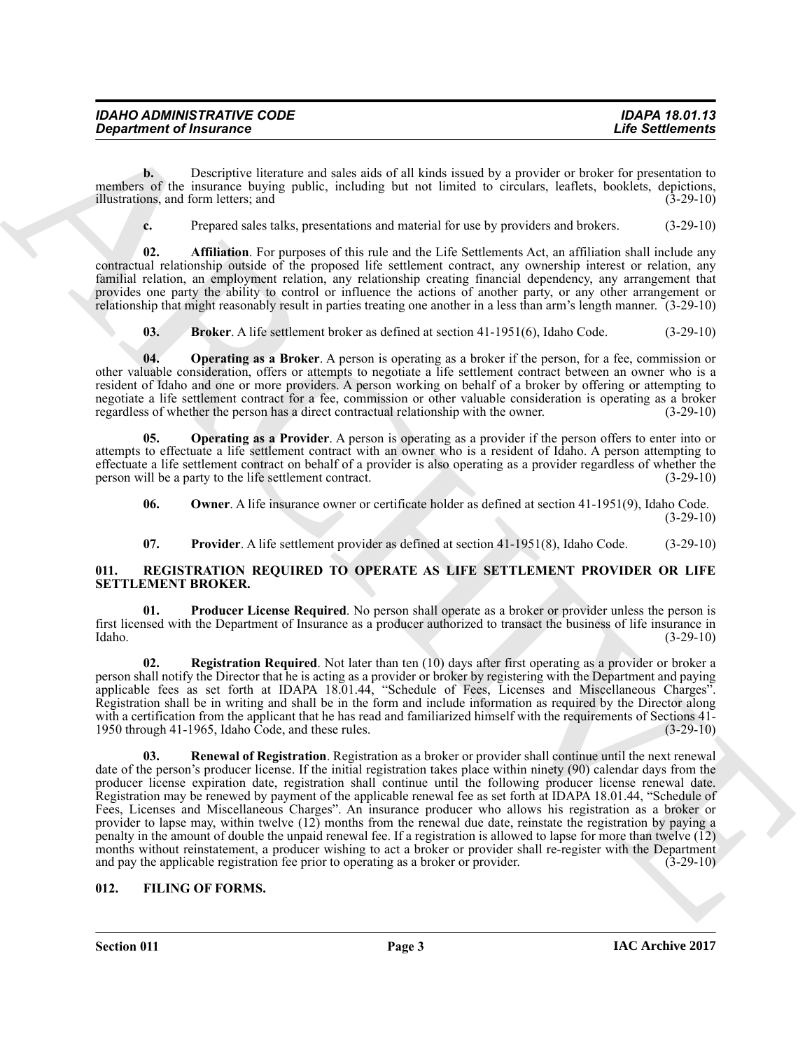**b.** Descriptive literature and sales aids of all kinds issued by a provider or broker for presentation to members of the insurance buying public, including but not limited to circulars, leaflets, booklets, depictions, illustrations, and form letters; and (3-29-10)

**c.** Prepared sales talks, presentations and material for use by providers and brokers. (3-29-10)

**02. Affiliation**. For purposes of this rule and the Life Settlements Act, an affiliation shall include any contractual relationship outside of the proposed life settlement contract, any ownership interest or relation, any familial relation, an employment relation, any relationship creating financial dependency, any arrangement that provides one party the ability to control or influence the actions of another party, or any other arrangement or relationship that might reasonably result in parties treating one another in a less than arm's length manner. (3-29-10)

**03. Broker**. A life settlement broker as defined at section 41-1951(6), Idaho Code. (3-29-10)

**04. Operating as a Broker**. A person is operating as a broker if the person, for a fee, commission or other valuable consideration, offers or attempts to negotiate a life settlement contract between an owner who is a resident of Idaho and one or more providers. A person working on behalf of a broker by offering or attempting to negotiate a life settlement contract for a fee, commission or other valuable consideration is operating as a broker regardless of whether the person has a direct contractual relationship with the owner. (3-29-10)

**05. Operating as a Provider**. A person is operating as a provider if the person offers to enter into or attempts to effectuate a life settlement contract with an owner who is a resident of Idaho. A person attempting to effectuate a life settlement contract on behalf of a provider is also operating as a provider regardless of whether the person will be a party to the life settlement contract. (3-29-10)

**06. Owner**. A life insurance owner or certificate holder as defined at section 41-1951(9), Idaho Code. (3-29-10)

**07. Provider**. A life settlement provider as defined at section 41-1951(8), Idaho Code. (3-29-10)

## 011. REGISTRATION REQUIRED TO OPERATE AS LIFE SETTLEMENT PROVIDER OR LIFE SETTLEMENT BROKER.

**01. Producer License Required**. No person shall operate as a broker or provider unless the person is first licensed with the Department of Insurance as a producer authorized to transact the business of life insurance in Idaho. (3-29-10)

**02. Registration Required**. Not later than ten (10) days after first operating as a provider or broker a person shall notify the Director that he is acting as a provider or broker by registering with the Department and paying applicable fees as set forth at IDAPA 18.01.44, "Schedule of Fees, Licenses and Miscellaneous Charges". Registration shall be in writing and shall be in the form and include information as required by the Director along with a certification from the applicant that he has read and familiarized himself with the requirements of Sections 41-1950 through 41-1965, Idaho Code, and these rules. (3-29-10)

**03. Renewal of Registration**. Registration as a broker or provider shall continue until the next renewal date of the person's producer license. If the initial registration takes place within ninety (90) calendar days from the producer license expiration date, registration shall continue until the following producer license renewal date. Registration may be renewed by payment of the applicable renewal fee as set forth at IDAPA 18.01.44, "Schedule of Fees, Licenses and Miscellaneous Charges". An insurance producer who allows his registration as a broker or provider to lapse may, within twelve (12) months from the renewal due date, reinstate the registration by paying a penalty in the amount of double the unpaid renewal fee. If a registration is allowed to lapse for more than twelve (12) months without reinstatement, a producer wishing to act a broker or provider shall re-register with the Department and pay the applicable registration fee prior to operating as a broker or provider. (3-29-10)

## 012. FILING OF FORMS.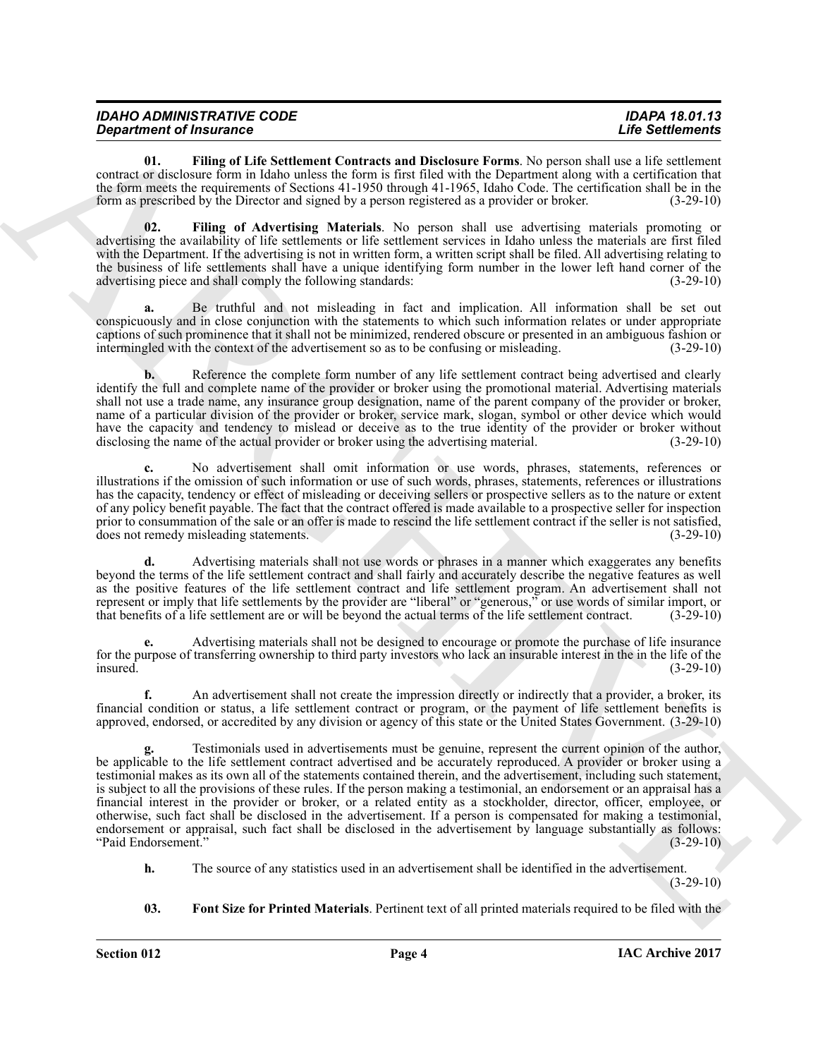**01. Filing of Life Settlement Contracts and Disclosure Forms**. No person shall use a life settlement contract or disclosure form in Idaho unless the form is first filed with the Department along with a certification that the form meets the requirements of Sections 41-1950 through 41-1965, Idaho Code. The certification shall be in the form as prescribed by the Director and signed by a person registered as a provider or broker. (3-29-10)

**02. Filing of Advertising Materials**. No person shall use advertising materials promoting or advertising the availability of life settlements or life settlement services in Idaho unless the materials are first filed with the Department. If the advertising is not in written form, a written script shall be filed. All advertising relating to the business of life settlements shall have a unique identifying form number in the lower left hand corner of the advertising piece and shall comply the following standards: (3-29-10)

**a.** Be truthful and not misleading in fact and implication. All information shall be set out conspicuously and in close conjunction with the statements to which such information relates or under appropriate captions of such prominence that it shall not be minimized, rendered obscure or presented in an ambiguous fashion or intermingled with the context of the advertisement so as to be confusing or misleading. (3-29-10)

**b.** Reference the complete form number of any life settlement contract being advertised and clearly identify the full and complete name of the provider or broker using the promotional material. Advertising materials shall not use a trade name, any insurance group designation, name of the parent company of the provider or broker, name of a particular division of the provider or broker, service mark, slogan, symbol or other device which would have the capacity and tendency to mislead or deceive as to the true identity of the provider or broker without disclosing the name of the actual provider or broker using the advertising material. (3-29-10)

**c.** No advertisement shall omit information or use words, phrases, statements, references or illustrations if the omission of such information or use of such words, phrases, statements, references or illustrations has the capacity, tendency or effect of misleading or deceiving sellers or prospective sellers as to the nature or extent of any policy benefit payable. The fact that the contract offered is made available to a prospective seller for inspection prior to consummation of the sale or an offer is made to rescind the life settlement contract if the seller is not satisfied, does not remedy misleading statements. (3-29-10)

**d.** Advertising materials shall not use words or phrases in a manner which exaggerates any benefits beyond the terms of the life settlement contract and shall fairly and accurately describe the negative features as well as the positive features of the life settlement contract and life settlement program. An advertisement shall not represent or imply that life settlements by the provider are "liberal" or "generous," or use words of similar import, or that benefits of a life settlement are or will be beyond the actual terms of the life settlement contract. (3-29-10)

**e.** Advertising materials shall not be designed to encourage or promote the purchase of life insurance for the purpose of transferring ownership to third party investors who lack an insurable interest in the in the life of the insured. (3-29-10)

**f.** An advertisement shall not create the impression directly or indirectly that a provider, a broker, its financial condition or status, a life settlement contract or program, or the payment of life settlement benefits is approved, endorsed, or accredited by any division or agency of this state or the United States Government. (3-29-10)

**g.** Testimonials used in advertisements must be genuine, represent the current opinion of the author, be applicable to the life settlement contract advertised and be accurately reproduced. A provider or broker using a testimonial makes as its own all of the statements contained therein, and the advertisement, including such statement, is subject to all the provisions of these rules. If the person making a testimonial, an endorsement or an appraisal has a financial interest in the provider or broker, or a related entity as a stockholder, director, officer, employee, or otherwise, such fact shall be disclosed in the advertisement. If a person is compensated for making a testimonial, endorsement or appraisal, such fact shall be disclosed in the advertisement by language substantially as follows: "Paid Endorsement." (3-29-10)

**h.** The source of any statistics used in an advertisement shall be identified in the advertisement. (3-29-10)

**03. Font Size for Printed Materials**. Pertinent text of all printed materials required to be filed with the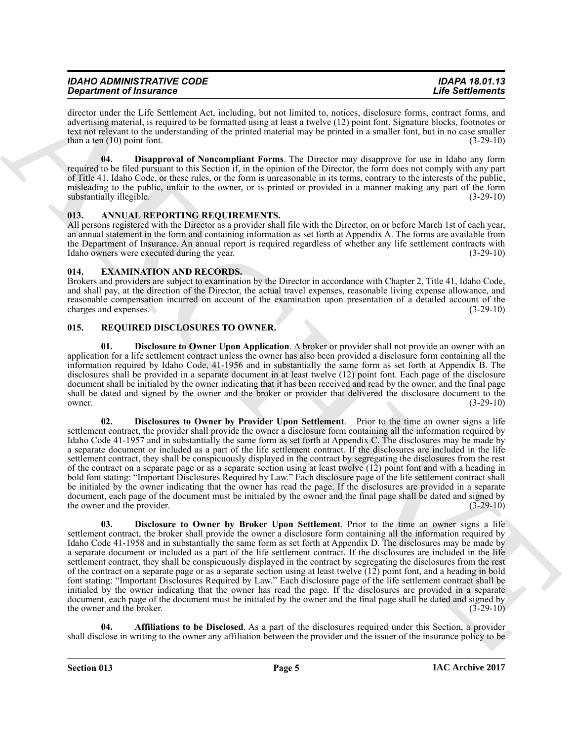director under the Life Settlement Act, including, but not limited to, notices, disclosure forms, contract forms, and advertising material, is required to be formatted using at least a twelve (12) point font. Signature blocks, footnotes or text not relevant to the understanding of the printed material may be printed in a smaller font, but in no case smaller than a ten (10) point font. (3-29-10)

**04. Disapproval of Noncompliant Forms**. The Director may disapprove for use in Idaho any form required to be filed pursuant to this Section if, in the opinion of the Director, the form does not comply with any part of Title 41, Idaho Code, or these rules, or the form is unreasonable in its terms, contrary to the interests of the public, misleading to the public, unfair to the owner, or is printed or provided in a manner making any part of the form substantially illegible. (3-29-10)

## 013. ANNUAL REPORTING REQUIREMENTS.

All persons registered with the Director as a provider shall file with the Director, on or before March 1st of each year, an annual statement in the form and containing information as set forth at Appendix A. The forms are available from the Department of Insurance. An annual report is required regardless of whether any life settlement contracts with Idaho owners were executed during the year. (3-29-10)

## 014. EXAMINATION AND RECORDS.

Brokers and providers are subject to examination by the Director in accordance with Chapter 2, Title 41, Idaho Code, and shall pay, at the direction of the Director, the actual travel expenses, reasonable living expense allowance, and reasonable compensation incurred on account of the examination upon presentation of a detailed account of the charges and expenses. (3-29-10)

## 015. REQUIRED DISCLOSURES TO OWNER.

**01. Disclosure to Owner Upon Application**. A broker or provider shall not provide an owner with an application for a life settlement contract unless the owner has also been provided a disclosure form containing all the information required by Idaho Code, 41-1956 and in substantially the same form as set forth at Appendix B. The disclosures shall be provided in a separate document in at least twelve (12) point font. Each page of the disclosure document shall be initialed by the owner indicating that it has been received and read by the owner, and the final page shall be dated and signed by the owner and the broker or provider that delivered the disclosure document to the owner. (3-29-10)

**02. Disclosures to Owner by Provider Upon Settlement**. Prior to the time an owner signs a life settlement contract, the provider shall provide the owner a disclosure form containing all the information required by Idaho Code 41-1957 and in substantially the same form as set forth at Appendix C. The disclosures may be made by a separate document or included as a part of the life settlement contract. If the disclosures are included in the life settlement contract, they shall be conspicuously displayed in the contract by segregating the disclosures from the rest of the contract on a separate page or as a separate section using at least twelve (12) point font and with a heading in bold font stating: "Important Disclosures Required by Law." Each disclosure page of the life settlement contract shall be initialed by the owner indicating that the owner has read the page. If the disclosures are provided in a separate document, each page of the document must be initialed by the owner and the final page shall be dated and signed by the owner and the provider. (3-29-10)

**03. Disclosure to Owner by Broker Upon Settlement**. Prior to the time an owner signs a life settlement contract, the broker shall provide the owner a disclosure form containing all the information required by Idaho Code 41-1958 and in substantially the same form as set forth at Appendix D. The disclosures may be made by a separate document or included as a part of the life settlement contract. If the disclosures are included in the life settlement contract, they shall be conspicuously displayed in the contract by segregating the disclosures from the rest of the contract on a separate page or as a separate section using at least twelve (12) point font, and a heading in bold font stating: "Important Disclosures Required by Law." Each disclosure page of the life settlement contract shall be initialed by the owner indicating that the owner has read the page. If the disclosures are provided in a separate document, each page of the document must be initialed by the owner and the final page shall be dated and signed by the owner and the broker. (3-29-10)

**04. Affiliations to be Disclosed**. As a part of the disclosures required under this Section, a provider shall disclose in writing to the owner any affiliation between the provider and the issuer of the insurance policy to be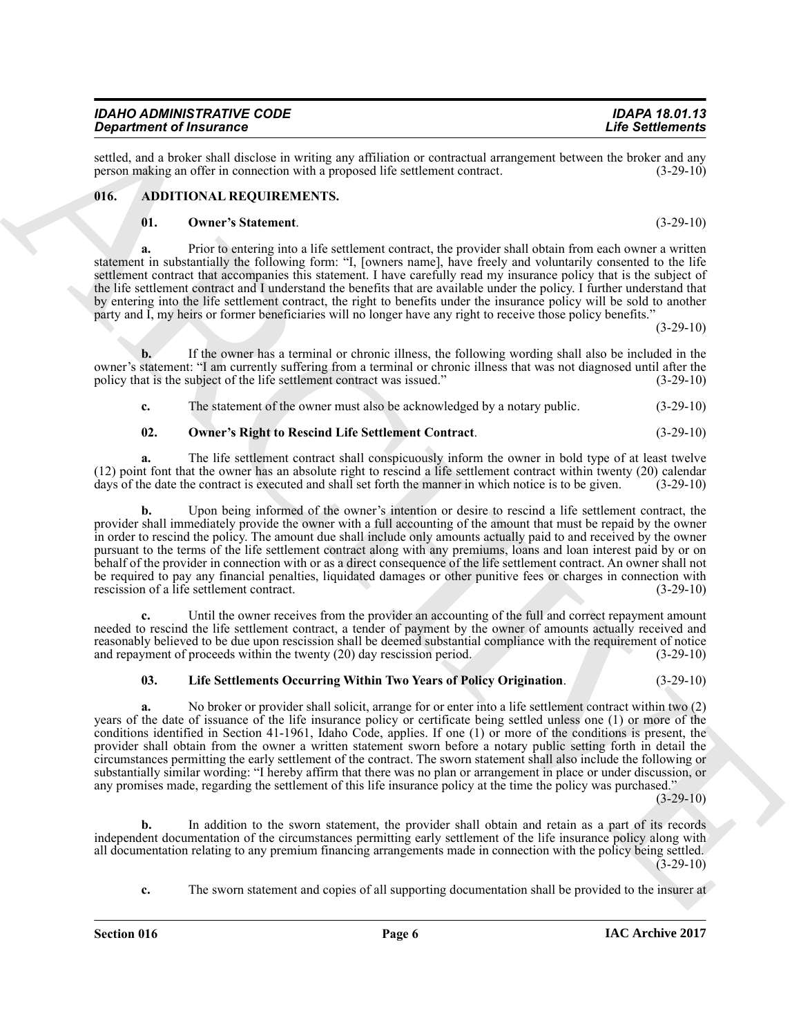settled, and a broker shall disclose in writing any affiliation or contractual arrangement between the broker and any person making an offer in connection with a proposed life settlement contract. (3-29-10)

## 016. ADDITIONAL REQUIREMENTS.

**01. Owner's Statement**. (3-29-10)

**a.** Prior to entering into a life settlement contract, the provider shall obtain from each owner a written statement in substantially the following form: "I, [owners name], have freely and voluntarily consented to the life settlement contract that accompanies this statement. I have carefully read my insurance policy that is the subject of the life settlement contract and I understand the benefits that are available under the policy. I further understand that by entering into the life settlement contract, the right to benefits under the insurance policy will be sold to another party and I, my heirs or former beneficiaries will no longer have any right to receive those policy benefits." (3-29-10)

**b.** If the owner has a terminal or chronic illness, the following wording shall also be included in the owner's statement: "I am currently suffering from a terminal or chronic illness that was not diagnosed until after the policy that is the subject of the life settlement contract was issued." (3-29-10)

**c.** The statement of the owner must also be acknowledged by a notary public. (3-29-10)

**02. Owner's Right to Rescind Life Settlement Contract**. (3-29-10)

**a.** The life settlement contract shall conspicuously inform the owner in bold type of at least twelve (12) point font that the owner has an absolute right to rescind a life settlement contract within twenty (20) calendar days of the date the contract is executed and shall set forth the manner in which notice is to be given. (3-29-10)

**b.** Upon being informed of the owner's intention or desire to rescind a life settlement contract, the provider shall immediately provide the owner with a full accounting of the amount that must be repaid by the owner in order to rescind the policy. The amount due shall include only amounts actually paid to and received by the owner pursuant to the terms of the life settlement contract along with any premiums, loans and loan interest paid by or on behalf of the provider in connection with or as a direct consequence of the life settlement contract. An owner shall not be required to pay any financial penalties, liquidated damages or other punitive fees or charges in connection with rescission of a life settlement contract. (3-29-10)

**c.** Until the owner receives from the provider an accounting of the full and correct repayment amount needed to rescind the life settlement contract, a tender of payment by the owner of amounts actually received and reasonably believed to be due upon rescission shall be deemed substantial compliance with the requirement of notice and repayment of proceeds within the twenty (20) day rescission period. (3-29-10)

**03. Life Settlements Occurring Within Two Years of Policy Origination**. (3-29-10)

**a.** No broker or provider shall solicit, arrange for or enter into a life settlement contract within two (2) years of the date of issuance of the life insurance policy or certificate being settled unless one (1) or more of the conditions identified in Section 41-1961, Idaho Code, applies. If one (1) or more of the conditions is present, the provider shall obtain from the owner a written statement sworn before a notary public setting forth in detail the circumstances permitting the early settlement of the contract. The sworn statement shall also include the following or substantially similar wording: "I hereby affirm that there was no plan or arrangement in place or under discussion, or any promises made, regarding the settlement of this life insurance policy at the time the policy was purchased." (3-29-10)

**b.** In addition to the sworn statement, the provider shall obtain and retain as a part of its records independent documentation of the circumstances permitting early settlement of the life insurance policy along with all documentation relating to any premium financing arrangements made in connection with the policy being settled. (3-29-10)

**c.** The sworn statement and copies of all supporting documentation shall be provided to the insurer at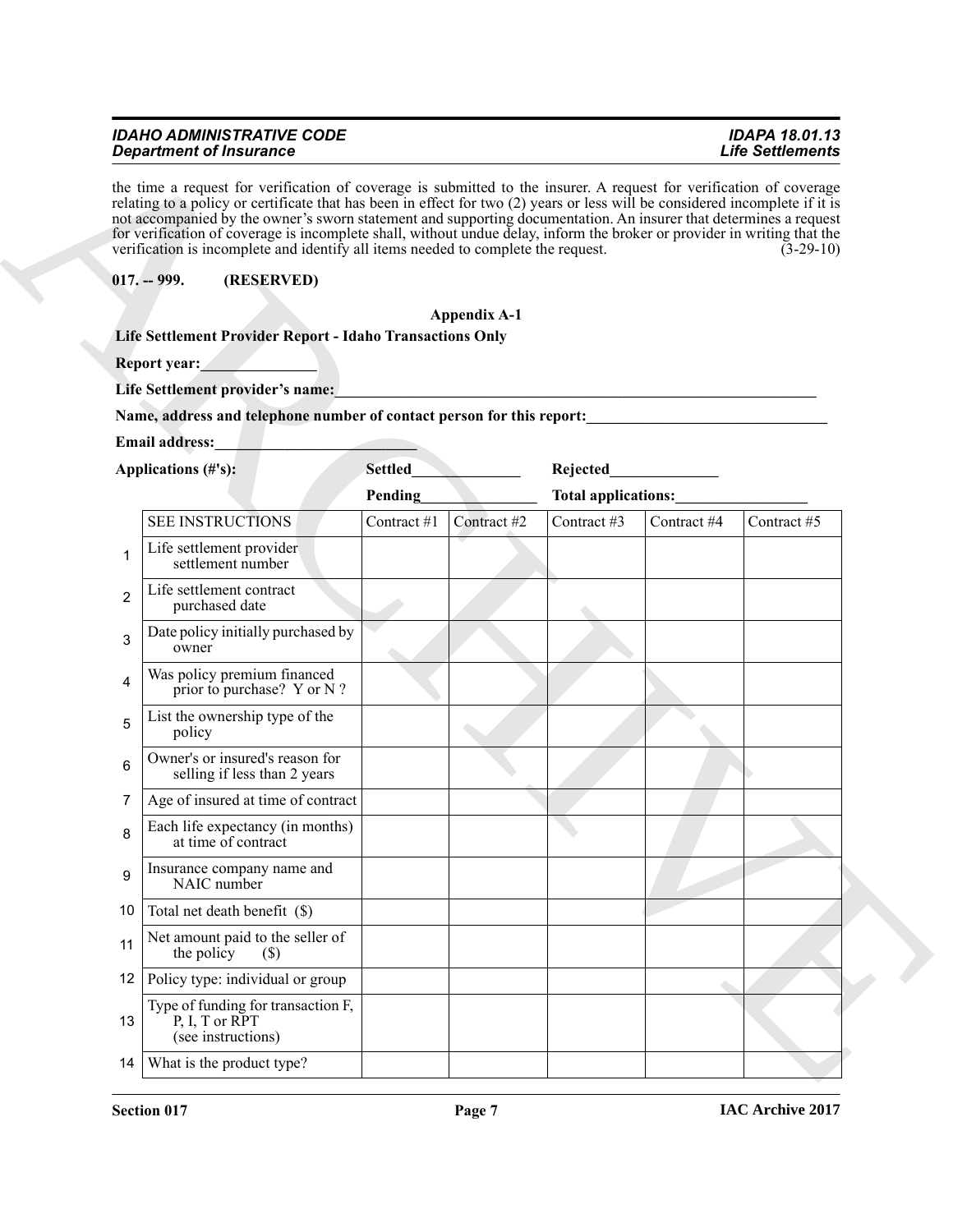the time a request for verification of coverage is submitted to the insurer. A request for verification of coverage relating to a policy or certificate that has been in effect for two (2) years or less will be considered incomplete if it is not accompanied by the owner's sworn statement and supporting documentation. An insurer that determines a request for verification of coverage is incomplete shall, without undue delay, inform the broker or provider in writing that the verification is incomplete and identify all items needed to complete the request. (3-29-10)

**017. -- 999. (RESERVED)**

**Appendix A-1**

**Life Settlement Provider Report - Idaho Transactions Only**

**Report year:_______________**

**Life Settlement provider's name:_______________**

**Name, address and telephone number of contact person for this report:_______________**

**Email address:_______________**

**Applications (#'s):** **Settled_______________** **Rejected_______________**

**Pending_______________** **Total applications:_______________**

| | SEE INSTRUCTIONS | Contract #1 | Contract #2 | Contract #3 | Contract #4 | Contract #5 |
|---|---|---|---|---|---|---|
| 1 | Life settlement provider settlement number | | | | | |
| 2 | Life settlement contract purchased date | | | | | |
| 3 | Date policy initially purchased by owner | | | | | |
| 4 | Was policy premium financed prior to purchase? Y or N ? | | | | | |
| 5 | List the ownership type of the policy | | | | | |
| 6 | Owner's or insured's reason for selling if less than 2 years | | | | | |
| 7 | Age of insured at time of contract | | | | | |
| 8 | Each life expectancy (in months) at time of contract | | | | | |
| 9 | Insurance company name and NAIC number | | | | | |
| 10 | Total net death benefit ($) | | | | | |
| 11 | Net amount paid to the seller of the policy ($) | | | | | |
| 12 | Policy type: individual or group | | | | | |
| 13 | Type of funding for transaction F, P, I, T or RPT (see instructions) | | | | | |
| 14 | What is the product type? | | | | | |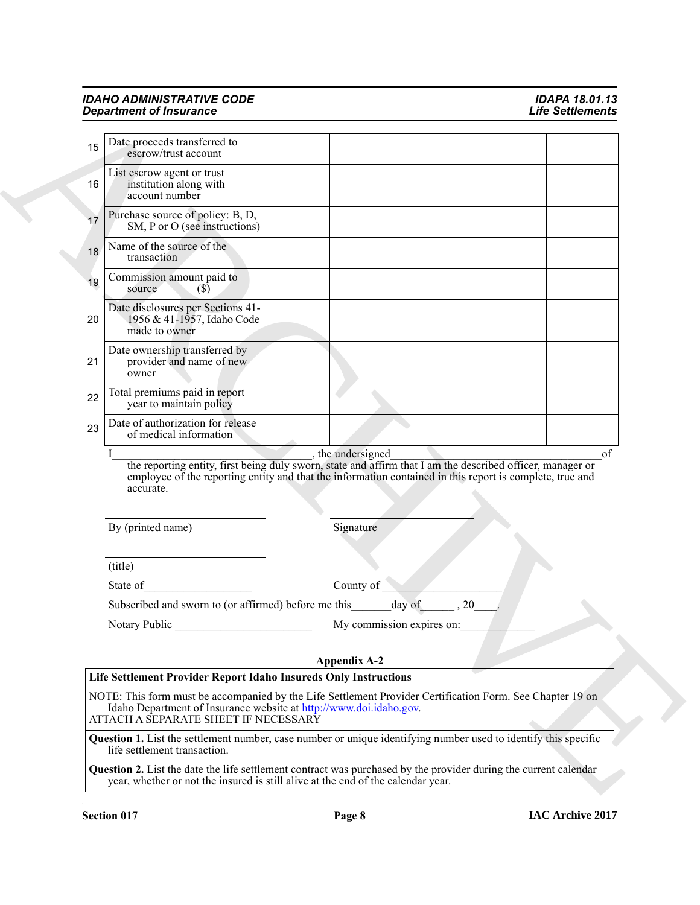| | | | | | | |
|---|---|---|---|---|---|---|
| 15 | Date proceeds transferred to escrow/trust account | | | | | |
| 16 | List escrow agent or trust institution along with account number | | | | | |
| 17 | Purchase source of policy: B, D, SM, P or O (see instructions) | | | | | |
| 18 | Name of the source of the transaction | | | | | |
| 19 | Commission amount paid to source ($) | | | | | |
| 20 | Date disclosures per Sections 41-1956 & 41-1957, Idaho Code made to owner | | | | | |
| 21 | Date ownership transferred by provider and name of new owner | | | | | |
| 22 | Total premiums paid in report year to maintain policy | | | | | |
| 23 | Date of authorization for release of medical information | | | | | |

I________________________________, the undersigned_________________________________ of the reporting entity, first being duly sworn, state and affirm that I am the described officer, manager or employee of the reporting entity and that the information contained in this report is complete, true and accurate.

By (printed name) ____________________ Signature ____________________

(title) ____________________

State of__________________ County of ____________________

Subscribed and sworn to (or affirmed) before me this_______day of______ , 20____.

Notary Public ________________________ My commission expires on:_____________

**Appendix A-2**

| **Life Settlement Provider Report Idaho Insureds Only Instructions** |
|---|
| NOTE: This form must be accompanied by the Life Settlement Provider Certification Form. See Chapter 19 on Idaho Department of Insurance website at http://www.doi.idaho.gov. ATTACH A SEPARATE SHEET IF NECESSARY |
| **Question 1.** List the settlement number, case number or unique identifying number used to identify this specific life settlement transaction. |
| **Question 2.** List the date the life settlement contract was purchased by the provider during the current calendar year, whether or not the insured is still alive at the end of the calendar year. |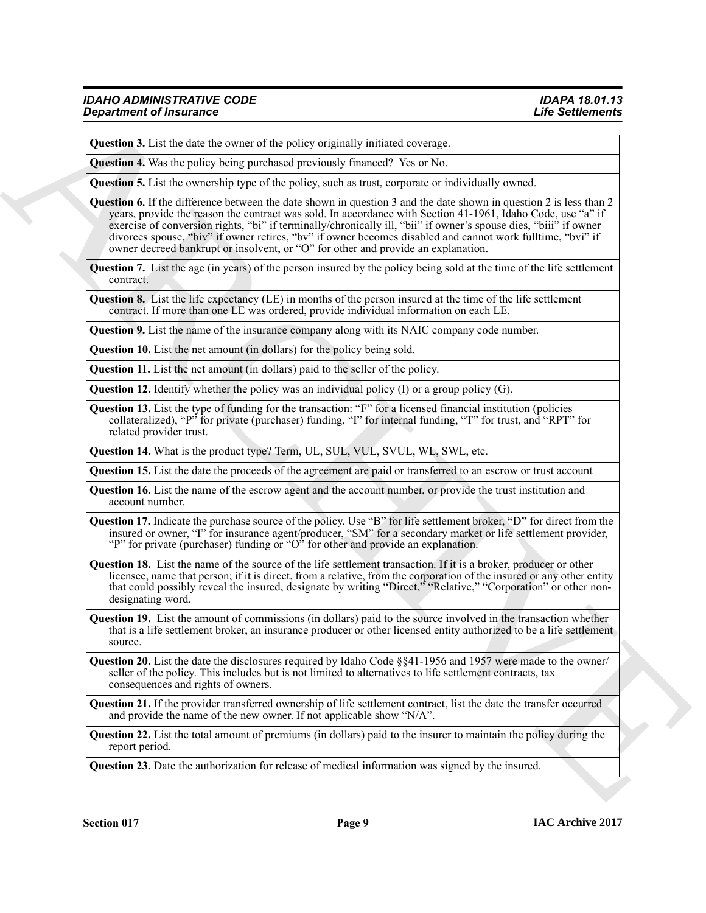| |
|---|
| **Question 3.** List the date the owner of the policy originally initiated coverage. |
| **Question 4.** Was the policy being purchased previously financed? Yes or No. |
| **Question 5.** List the ownership type of the policy, such as trust, corporate or individually owned. |
| **Question 6.** If the difference between the date shown in question 3 and the date shown in question 2 is less than 2 years, provide the reason the contract was sold. In accordance with Section 41-1961, Idaho Code, use "a" if exercise of conversion rights, "bi" if terminally/chronically ill, "bii" if owner's spouse dies, "biii" if owner divorces spouse, "biv" if owner retires, "bv" if owner becomes disabled and cannot work fulltime, "bvi" if owner decreed bankrupt or insolvent, or "O" for other and provide an explanation. |
| **Question 7.** List the age (in years) of the person insured by the policy being sold at the time of the life settlement contract. |
| **Question 8.** List the life expectancy (LE) in months of the person insured at the time of the life settlement contract. If more than one LE was ordered, provide individual information on each LE. |
| **Question 9.** List the name of the insurance company along with its NAIC company code number. |
| **Question 10.** List the net amount (in dollars) for the policy being sold. |
| **Question 11.** List the net amount (in dollars) paid to the seller of the policy. |
| **Question 12.** Identify whether the policy was an individual policy (I) or a group policy (G). |
| **Question 13.** List the type of funding for the transaction: "F" for a licensed financial institution (policies collateralized), "P" for private (purchaser) funding, "I" for internal funding, "T" for trust, and "RPT" for related provider trust. |
| **Question 14.** What is the product type? Term, UL, SUL, VUL, SVUL, WL, SWL, etc. |
| **Question 15.** List the date the proceeds of the agreement are paid or transferred to an escrow or trust account |
| **Question 16.** List the name of the escrow agent and the account number, or provide the trust institution and account number. |
| **Question 17.** Indicate the purchase source of the policy. Use "B" for life settlement broker, **"D"** for direct from the insured or owner, "I" for insurance agent/producer, "SM" for a secondary market or life settlement provider, "P" for private (purchaser) funding or "O" for other and provide an explanation. |
| **Question 18.** List the name of the source of the life settlement transaction. If it is a broker, producer or other licensee, name that person; if it is direct, from a relative, from the corporation of the insured or any other entity that could possibly reveal the insured, designate by writing "Direct," "Relative," "Corporation" or other non-designating word. |
| **Question 19.** List the amount of commissions (in dollars) paid to the source involved in the transaction whether that is a life settlement broker, an insurance producer or other licensed entity authorized to be a life settlement source. |
| **Question 20.** List the date the disclosures required by Idaho Code §§41-1956 and 1957 were made to the owner/seller of the policy. This includes but is not limited to alternatives to life settlement contracts, tax consequences and rights of owners. |
| **Question 21.** If the provider transferred ownership of life settlement contract, list the date the transfer occurred and provide the name of the new owner. If not applicable show "N/A". |
| **Question 22.** List the total amount of premiums (in dollars) paid to the insurer to maintain the policy during the report period. |
| **Question 23.** Date the authorization for release of medical information was signed by the insured. |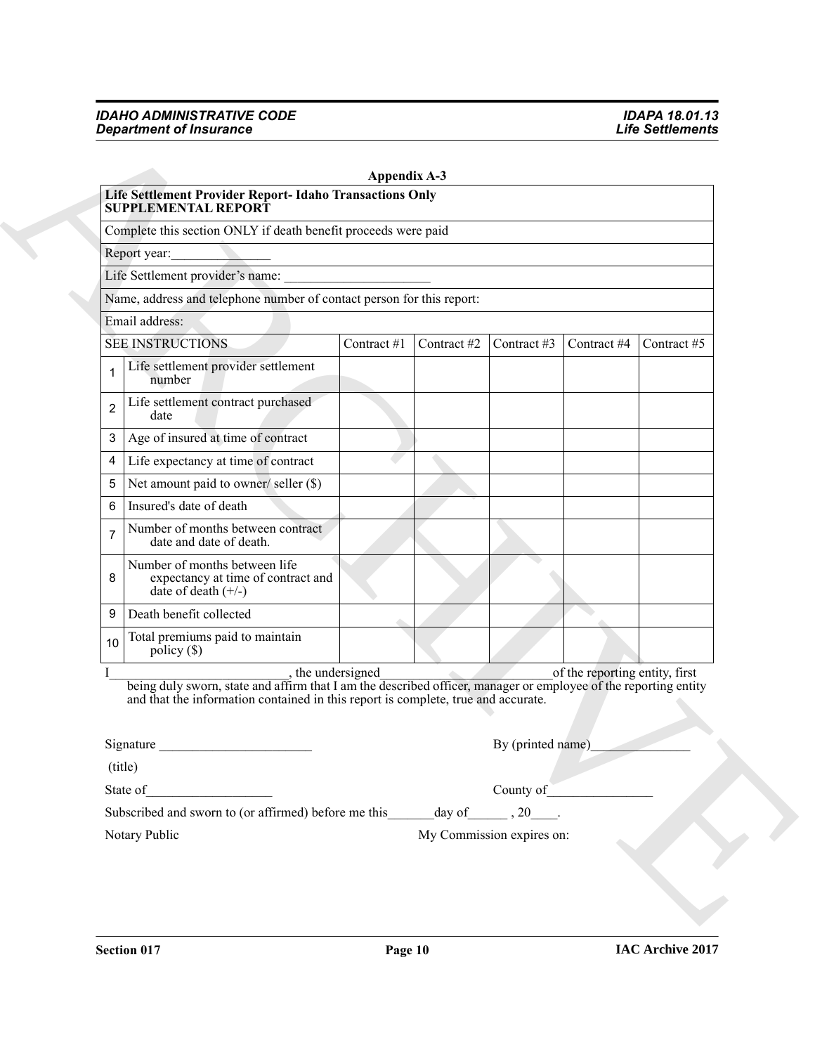## Appendix A-3

**Life Settlement Provider Report- Idaho Transactions Only**
**SUPPLEMENTAL REPORT**

Complete this section ONLY if death benefit proceeds were paid

Report year:_______________

Life Settlement provider's name: ______________________

Name, address and telephone number of contact person for this report:

Email address:

| | SEE INSTRUCTIONS | Contract #1 | Contract #2 | Contract #3 | Contract #4 | Contract #5 |
|---|---|---|---|---|---|---|
| 1 | Life settlement provider settlement number | | | | | |
| 2 | Life settlement contract purchased date | | | | | |
| 3 | Age of insured at time of contract | | | | | |
| 4 | Life expectancy at time of contract | | | | | |
| 5 | Net amount paid to owner/ seller ($) | | | | | |
| 6 | Insured's date of death | | | | | |
| 7 | Number of months between contract date and date of death. | | | | | |
| 8 | Number of months between life expectancy at time of contract and date of death (+/-) | | | | | |
| 9 | Death benefit collected | | | | | |
| 10 | Total premiums paid to maintain policy ($) | | | | | |

I___________________________, the undersigned___________________________of the reporting entity, first being duly sworn, state and affirm that I am the described officer, manager or employee of the reporting entity and that the information contained in this report is complete, true and accurate.

Signature _______________________ By (printed name)_______________

(title)

State of___________________ County of________________

Subscribed and sworn to (or affirmed) before me this_______day of______ , 20____.

Notary Public My Commission expires on: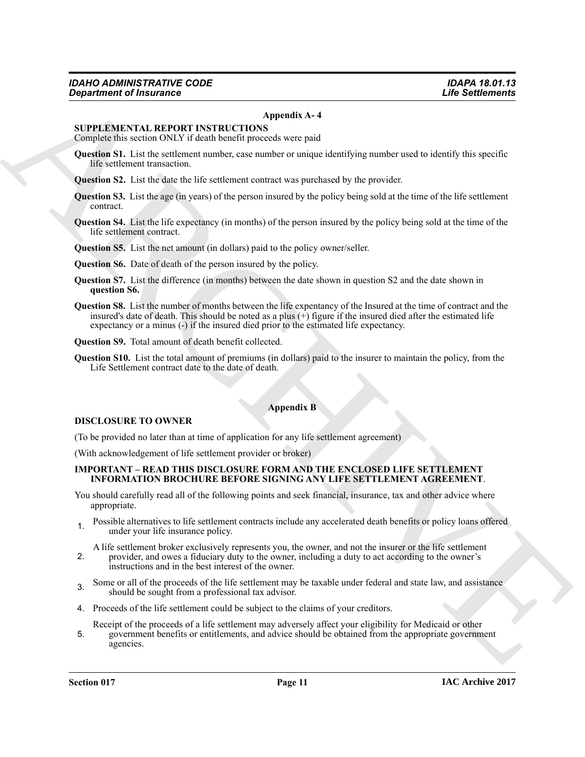## Appendix A- 4

**SUPPLEMENTAL REPORT INSTRUCTIONS**

Complete this section ONLY if death benefit proceeds were paid

**Question S1.** List the settlement number, case number or unique identifying number used to identify this specific life settlement transaction.

**Question S2.** List the date the life settlement contract was purchased by the provider.

**Question S3.** List the age (in years) of the person insured by the policy being sold at the time of the life settlement contract.

**Question S4.** List the life expectancy (in months) of the person insured by the policy being sold at the time of the life settlement contract.

**Question S5.** List the net amount (in dollars) paid to the policy owner/seller.

**Question S6.** Date of death of the person insured by the policy.

**Question S7.** List the difference (in months) between the date shown in question S2 and the date shown in **question S6.**

**Question S8.** List the number of months between the life expectancy of the Insured at the time of contract and the insured's date of death. This should be noted as a plus (+) figure if the insured died after the estimated life expectancy or a minus (-) if the insured died prior to the estimated life expectancy.

**Question S9.** Total amount of death benefit collected.

**Question S10.** List the total amount of premiums (in dollars) paid to the insurer to maintain the policy, from the Life Settlement contract date to the date of death.

## Appendix B

**DISCLOSURE TO OWNER**

(To be provided no later than at time of application for any life settlement agreement)

(With acknowledgement of life settlement provider or broker)

**IMPORTANT – READ THIS DISCLOSURE FORM AND THE ENCLOSED LIFE SETTLEMENT INFORMATION BROCHURE BEFORE SIGNING ANY LIFE SETTLEMENT AGREEMENT**.

You should carefully read all of the following points and seek financial, insurance, tax and other advice where appropriate.

1. Possible alternatives to life settlement contracts include any accelerated death benefits or policy loans offered under your life insurance policy.
2. A life settlement broker exclusively represents you, the owner, and not the insurer or the life settlement provider, and owes a fiduciary duty to the owner, including a duty to act according to the owner's instructions and in the best interest of the owner.
3. Some or all of the proceeds of the life settlement may be taxable under federal and state law, and assistance should be sought from a professional tax advisor.
4. Proceeds of the life settlement could be subject to the claims of your creditors.
5. Receipt of the proceeds of a life settlement may adversely affect your eligibility for Medicaid or other government benefits or entitlements, and advice should be obtained from the appropriate government agencies.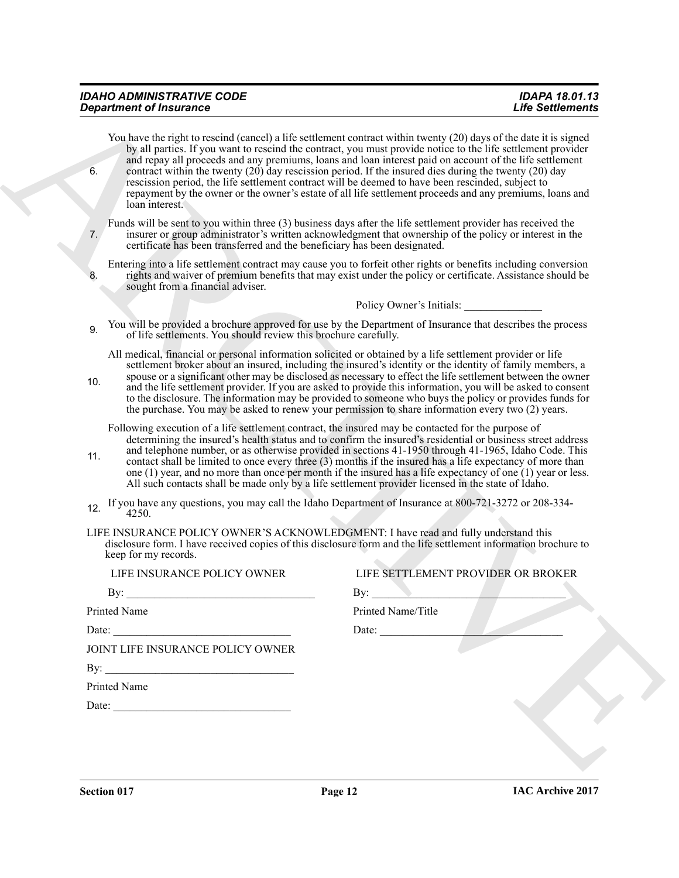6. You have the right to rescind (cancel) a life settlement contract within twenty (20) days of the date it is signed by all parties. If you want to rescind the contract, you must provide notice to the life settlement provider and repay all proceeds and any premiums, loans and loan interest paid on account of the life settlement contract within the twenty (20) day rescission period. If the insured dies during the twenty (20) day rescission period, the life settlement contract will be deemed to have been rescinded, subject to repayment by the owner or the owner's estate of all life settlement proceeds and any premiums, loans and loan interest.

7. Funds will be sent to you within three (3) business days after the life settlement provider has received the insurer or group administrator's written acknowledgment that ownership of the policy or interest in the certificate has been transferred and the beneficiary has been designated.

8. Entering into a life settlement contract may cause you to forfeit other rights or benefits including conversion rights and waiver of premium benefits that may exist under the policy or certificate. Assistance should be sought from a financial adviser.

Policy Owner's Initials: ______________

9. You will be provided a brochure approved for use by the Department of Insurance that describes the process of life settlements. You should review this brochure carefully.

10. All medical, financial or personal information solicited or obtained by a life settlement provider or life settlement broker about an insured, including the insured's identity or the identity of family members, a spouse or a significant other may be disclosed as necessary to effect the life settlement between the owner and the life settlement provider. If you are asked to provide this information, you will be asked to consent to the disclosure. The information may be provided to someone who buys the policy or provides funds for the purchase. You may be asked to renew your permission to share information every two (2) years.

11. Following execution of a life settlement contract, the insured may be contacted for the purpose of determining the insured's health status and to confirm the insured's residential or business street address and telephone number, or as otherwise provided in sections 41-1950 through 41-1965, Idaho Code. This contact shall be limited to once every three (3) months if the insured has a life expectancy of more than one (1) year, and no more than once per month if the insured has a life expectancy of one (1) year or less. All such contacts shall be made only by a life settlement provider licensed in the state of Idaho.

12. If you have any questions, you may call the Idaho Department of Insurance at 800-721-3272 or 208-334-4250.

LIFE INSURANCE POLICY OWNER'S ACKNOWLEDGMENT: I have read and fully understand this disclosure form. I have received copies of this disclosure form and the life settlement information brochure to keep for my records.

| LIFE INSURANCE POLICY OWNER | LIFE SETTLEMENT PROVIDER OR BROKER |
|---|---|
| By: ______________________ | By: ______________________ |
| Printed Name | Printed Name/Title |
| Date: ______________________ | Date: ______________________ |

JOINT LIFE INSURANCE POLICY OWNER

By: ______________________

Printed Name

Date: ______________________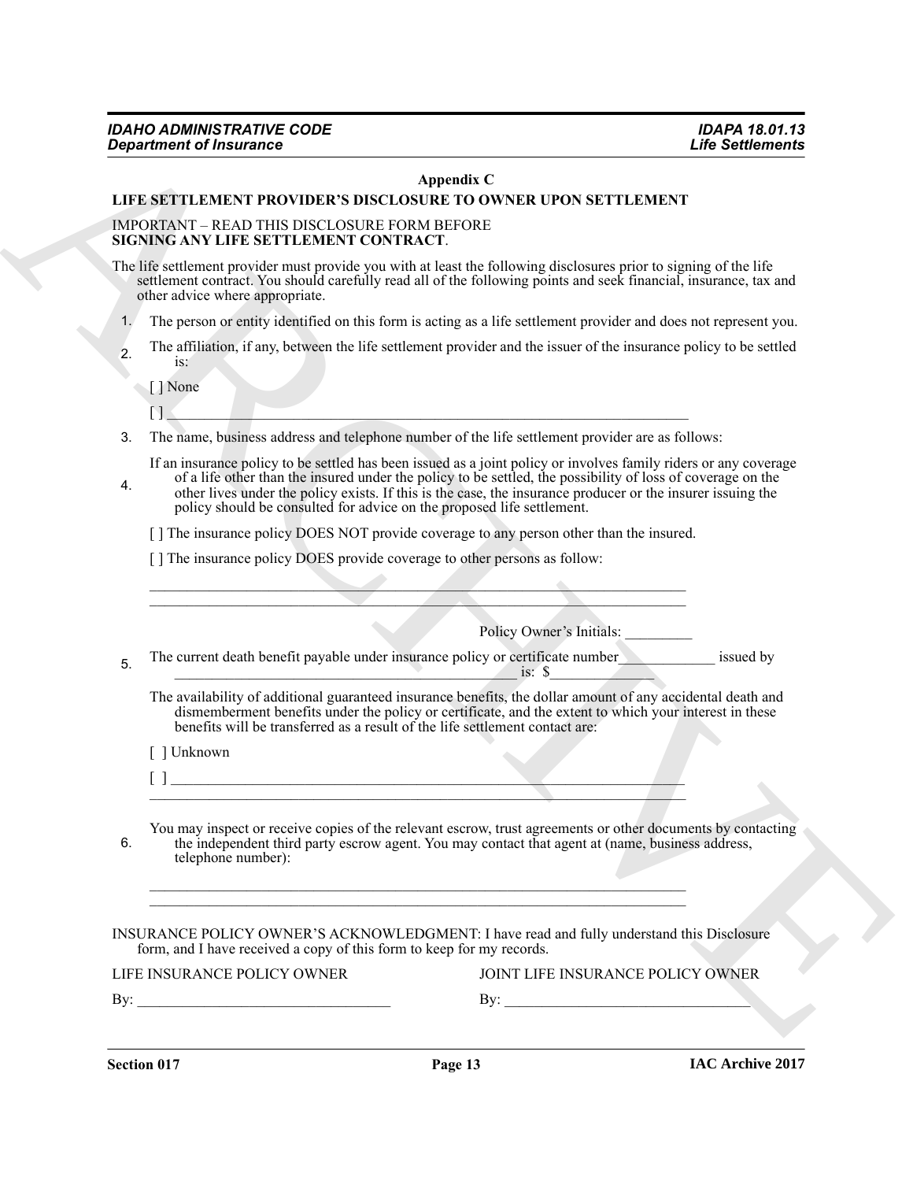## Appendix C

### LIFE SETTLEMENT PROVIDER'S DISCLOSURE TO OWNER UPON SETTLEMENT

IMPORTANT – READ THIS DISCLOSURE FORM BEFORE
**SIGNING ANY LIFE SETTLEMENT CONTRACT**.

The life settlement provider must provide you with at least the following disclosures prior to signing of the life settlement contract. You should carefully read all of the following points and seek financial, insurance, tax and other advice where appropriate.

1. The person or entity identified on this form is acting as a life settlement provider and does not represent you.

2. The affiliation, if any, between the life settlement provider and the issuer of the insurance policy to be settled is:

   [ ] None

   [ ] ___________________________________________________________________________

3. The name, business address and telephone number of the life settlement provider are as follows:

4. If an insurance policy to be settled has been issued as a joint policy or involves family riders or any coverage of a life other than the insured under the policy to be settled, the possibility of loss of coverage on the other lives under the policy exists. If this is the case, the insurance producer or the insurer issuing the policy should be consulted for advice on the proposed life settlement.

   [ ] The insurance policy DOES NOT provide coverage to any person other than the insured.

   [ ] The insurance policy DOES provide coverage to other persons as follow:

   ___________________________________________________________________________
   ___________________________________________________________________________

   Policy Owner's Initials: _________

5. The current death benefit payable under insurance policy or certificate number_____________ issued by ________________________________________________ is: $______________

   The availability of additional guaranteed insurance benefits, the dollar amount of any accidental death and dismemberment benefits under the policy or certificate, and the extent to which your interest in these benefits will be transferred as a result of the life settlement contact are:

   [ ] Unknown

   [ ] ___________________________________________________________________________
   ___________________________________________________________________________

6. You may inspect or receive copies of the relevant escrow, trust agreements or other documents by contacting the independent third party escrow agent. You may contact that agent at (name, business address, telephone number):

   ___________________________________________________________________________
   ___________________________________________________________________________

INSURANCE POLICY OWNER'S ACKNOWLEDGMENT: I have read and fully understand this Disclosure form, and I have received a copy of this form to keep for my records.

| LIFE INSURANCE POLICY OWNER | JOINT LIFE INSURANCE POLICY OWNER |
|---|---|
| By: __________________________________ | By: __________________________________ |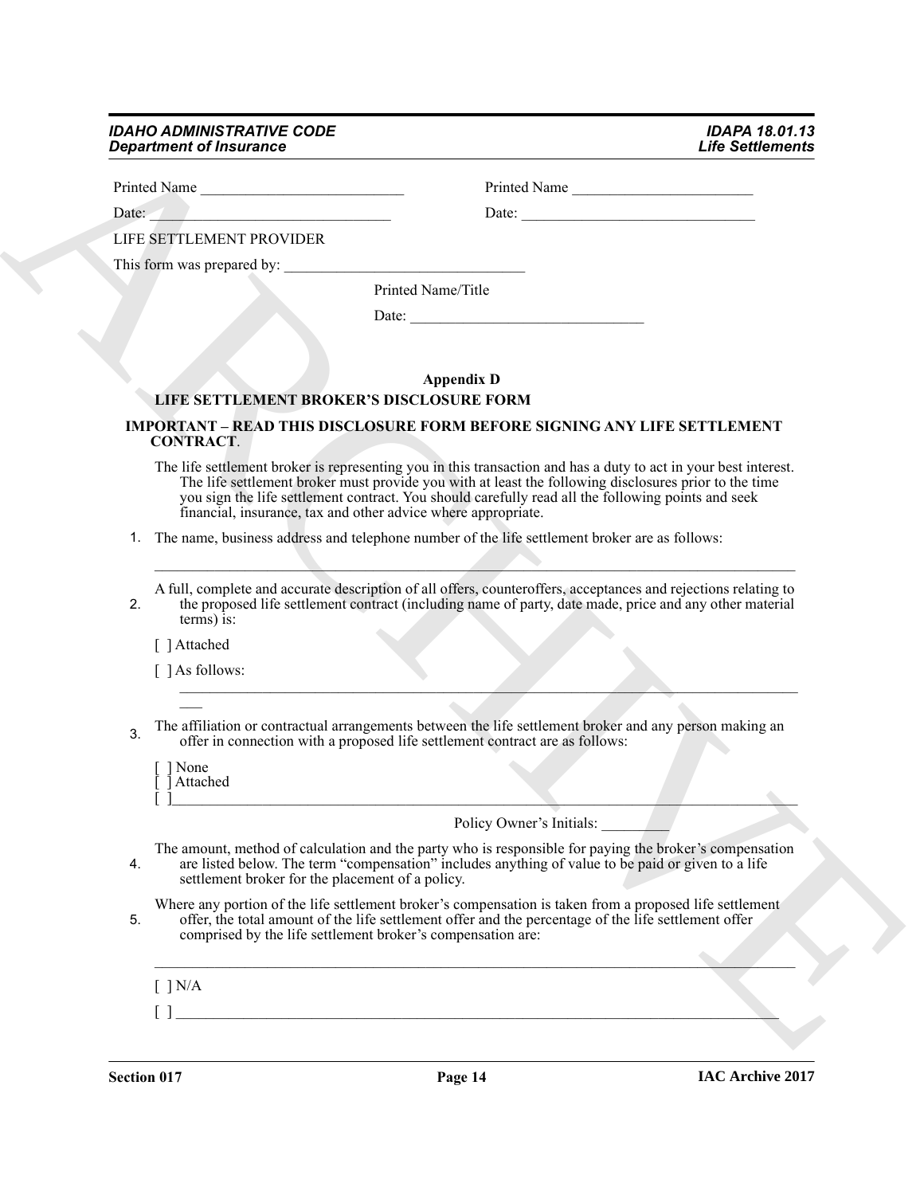Printed Name ___________________________ Printed Name ________________________

Date: _______________________________ Date: _______________________________

LIFE SETTLEMENT PROVIDER

This form was prepared by: ________________________________

Printed Name/Title

Date: ______________________________

**Appendix D**

**LIFE SETTLEMENT BROKER'S DISCLOSURE FORM**

**IMPORTANT – READ THIS DISCLOSURE FORM BEFORE SIGNING ANY LIFE SETTLEMENT CONTRACT**.

The life settlement broker is representing you in this transaction and has a duty to act in your best interest. The life settlement broker must provide you with at least the following disclosures prior to the time you sign the life settlement contract. You should carefully read all the following points and seek financial, insurance, tax and other advice where appropriate.

1. The name, business address and telephone number of the life settlement broker are as follows:

_____________________________________________________________________________________

2. A full, complete and accurate description of all offers, counteroffers, acceptances and rejections relating to the proposed life settlement contract (including name of party, date made, price and any other material terms) is:

[ ] Attached

[ ] As follows: _____________________________________________________________________________________

3. The affiliation or contractual arrangements between the life settlement broker and any person making an offer in connection with a proposed life settlement contract are as follows:

[ ] None
[ ] Attached
[ ]_____________________________________________________________________________________

Policy Owner's Initials: _________

4. The amount, method of calculation and the party who is responsible for paying the broker's compensation are listed below. The term "compensation" includes anything of value to be paid or given to a life settlement broker for the placement of a policy.

5. Where any portion of the life settlement broker's compensation is taken from a proposed life settlement offer, the total amount of the life settlement offer and the percentage of the life settlement offer comprised by the life settlement broker's compensation are:

_____________________________________________________________________________________

[ ] N/A

[ ] _____________________________________________________________________________________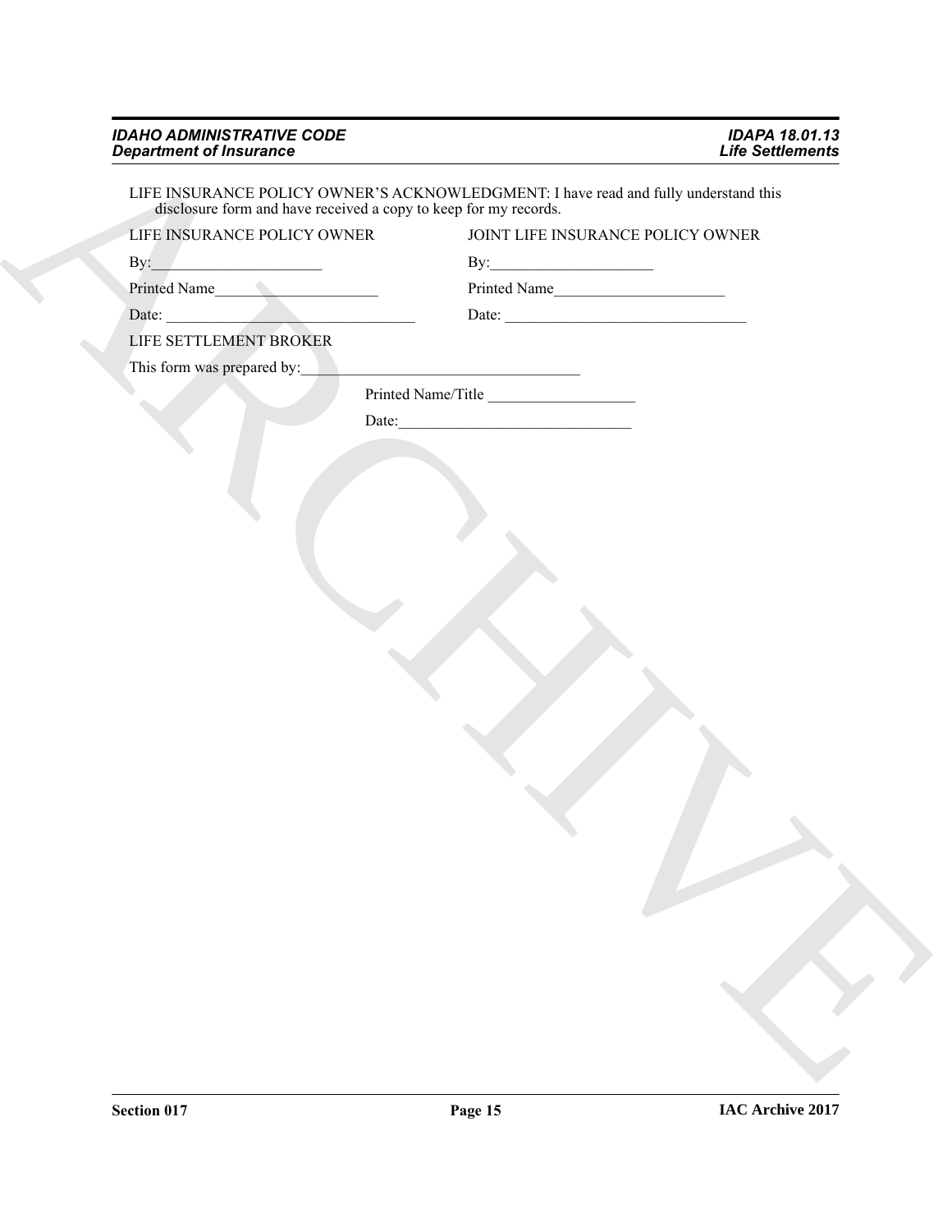LIFE INSURANCE POLICY OWNER'S ACKNOWLEDGMENT: I have read and fully understand this disclosure form and have received a copy to keep for my records.

LIFE INSURANCE POLICY OWNER

By:______________________

Printed Name_____________________

Date: _______________________________

JOINT LIFE INSURANCE POLICY OWNER

By:_____________________

Printed Name______________________

Date: _______________________________

LIFE SETTLEMENT BROKER

This form was prepared by:____________________________________

Printed Name/Title ___________________

Date:______________________________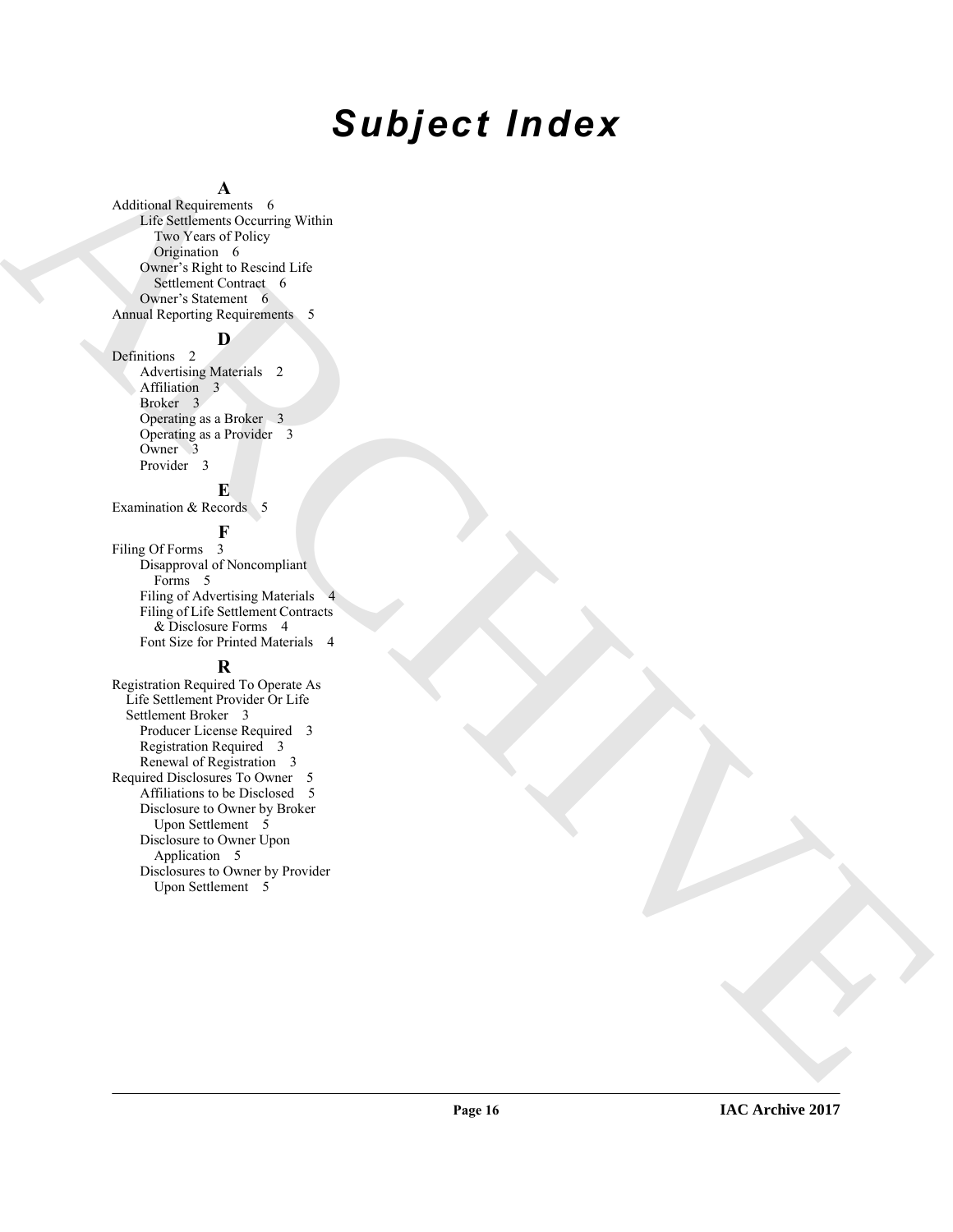# *Subject Index*

**A**

Additional Requirements 6
- Life Settlements Occurring Within Two Years of Policy Origination 6
- Owner's Right to Rescind Life Settlement Contract 6
- Owner's Statement 6

Annual Reporting Requirements 5

**D**

Definitions 2
- Advertising Materials 2
- Affiliation 3
- Broker 3
- Operating as a Broker 3
- Operating as a Provider 3
- Owner 3
- Provider 3

**E**

Examination & Records 5

**F**

Filing Of Forms 3
- Disapproval of Noncompliant Forms 5
- Filing of Advertising Materials 4
- Filing of Life Settlement Contracts & Disclosure Forms 4
- Font Size for Printed Materials 4

**R**

Registration Required To Operate As Life Settlement Provider Or Life Settlement Broker 3
- Producer License Required 3
- Registration Required 3
- Renewal of Registration 3

Required Disclosures To Owner 5
- Affiliations to be Disclosed 5
- Disclosure to Owner by Broker Upon Settlement 5
- Disclosure to Owner Upon Application 5
- Disclosures to Owner by Provider Upon Settlement 5